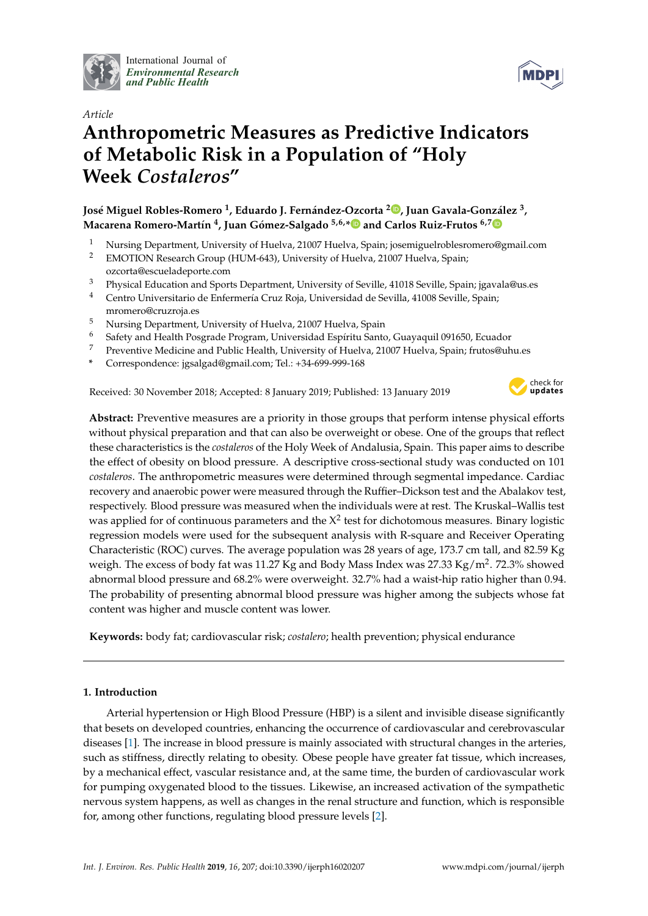International Journal of
*Environmental Research and Public Health*

*Article*

# Anthropometric Measures as Predictive Indicators of Metabolic Risk in a Population of "Holy Week *Costaleros*"

**José Miguel Robles-Romero [1], Eduardo J. Fernández-Ozcorta [2], Juan Gavala-González [3], Macarena Romero-Martín [4], Juan Gómez-Salgado [5,6,*] and Carlos Ruiz-Frutos [6,7]**

1. Nursing Department, University of Huelva, 21007 Huelva, Spain; josemiguelroblesromero@gmail.com
2. EMOTION Research Group (HUM-643), University of Huelva, 21007 Huelva, Spain; ozcorta@escueladeporte.com
3. Physical Education and Sports Department, University of Seville, 41018 Seville, Spain; jgavala@us.es
4. Centro Universitario de Enfermería Cruz Roja, Universidad de Sevilla, 41008 Seville, Spain; mromero@cruzroja.es
5. Nursing Department, University of Huelva, 21007 Huelva, Spain
6. Safety and Health Posgrade Program, Universidad Espíritu Santo, Guayaquil 091650, Ecuador
7. Preventive Medicine and Public Health, University of Huelva, 21007 Huelva, Spain; frutos@uhu.es

\* Correspondence: jgsalgad@gmail.com; Tel.: +34-699-999-168

Received: 30 November 2018; Accepted: 8 January 2019; Published: 13 January 2019

**Abstract:** Preventive measures are a priority in those groups that perform intense physical efforts without physical preparation and that can also be overweight or obese. One of the groups that reflect these characteristics is the *costaleros* of the Holy Week of Andalusia, Spain. This paper aims to describe the effect of obesity on blood pressure. A descriptive cross-sectional study was conducted on 101 *costaleros*. The anthropometric measures were determined through segmental impedance. Cardiac recovery and anaerobic power were measured through the Ruffier–Dickson test and the Abalakov test, respectively. Blood pressure was measured when the individuals were at rest. The Kruskal–Wallis test was applied for of continuous parameters and the $X^2$ test for dichotomous measures. Binary logistic regression models were used for the subsequent analysis with R-square and Receiver Operating Characteristic (ROC) curves. The average population was 28 years of age, 173.7 cm tall, and 82.59 Kg weigh. The excess of body fat was 11.27 Kg and Body Mass Index was 27.33 Kg/m$^2$. 72.3% showed abnormal blood pressure and 68.2% were overweight. 32.7% had a waist-hip ratio higher than 0.94. The probability of presenting abnormal blood pressure was higher among the subjects whose fat content was higher and muscle content was lower.

**Keywords:** body fat; cardiovascular risk; *costalero*; health prevention; physical endurance

## 1. Introduction

Arterial hypertension or High Blood Pressure (HBP) is a silent and invisible disease significantly that besets on developed countries, enhancing the occurrence of cardiovascular and cerebrovascular diseases [1]. The increase in blood pressure is mainly associated with structural changes in the arteries, such as stiffness, directly relating to obesity. Obese people have greater fat tissue, which increases, by a mechanical effect, vascular resistance and, at the same time, the burden of cardiovascular work for pumping oxygenated blood to the tissues. Likewise, an increased activation of the sympathetic nervous system happens, as well as changes in the renal structure and function, which is responsible for, among other functions, regulating blood pressure levels [2].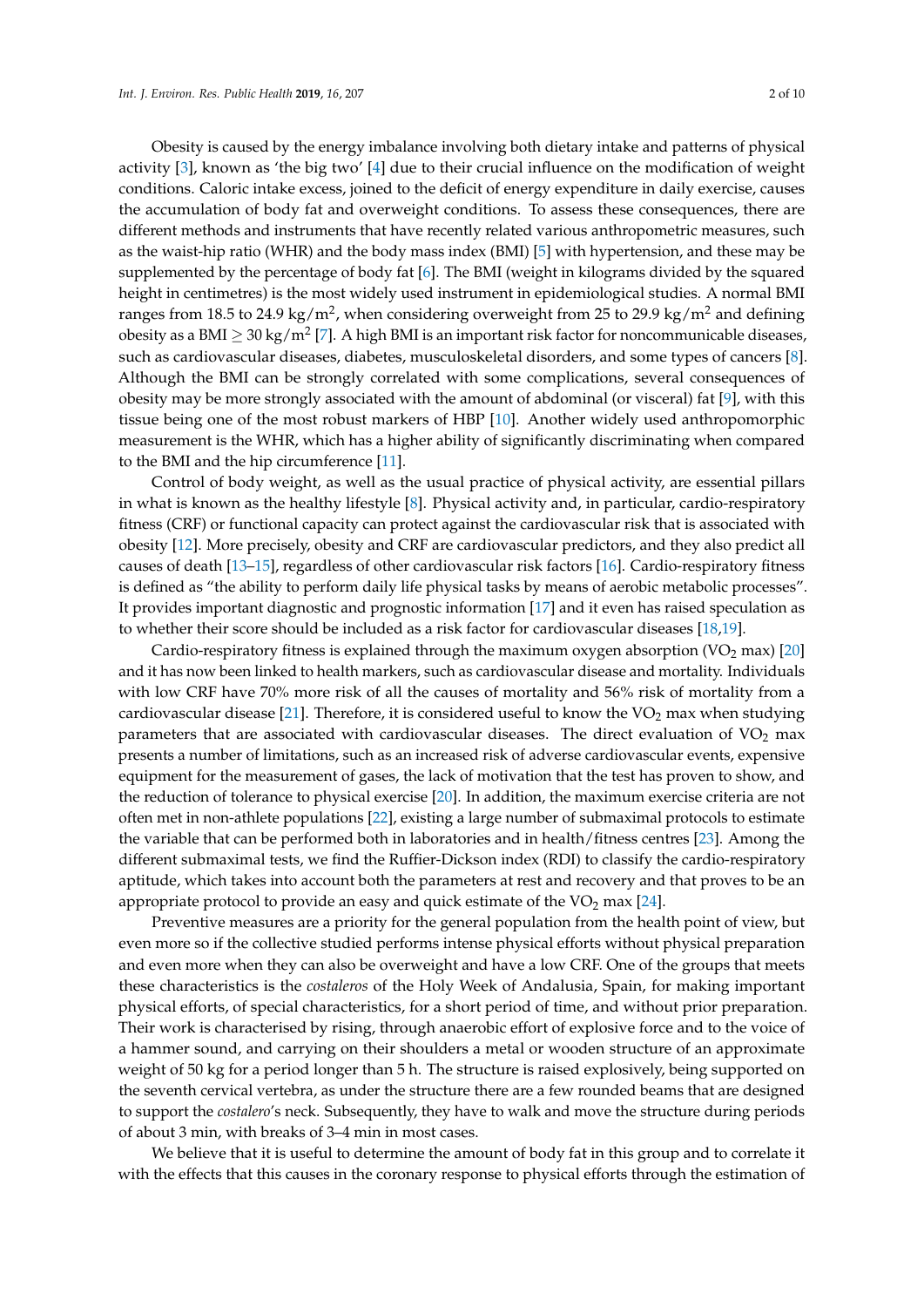Obesity is caused by the energy imbalance involving both dietary intake and patterns of physical activity [3], known as 'the big two' [4] due to their crucial influence on the modification of weight conditions. Caloric intake excess, joined to the deficit of energy expenditure in daily exercise, causes the accumulation of body fat and overweight conditions. To assess these consequences, there are different methods and instruments that have recently related various anthropometric measures, such as the waist-hip ratio (WHR) and the body mass index (BMI) [5] with hypertension, and these may be supplemented by the percentage of body fat [6]. The BMI (weight in kilograms divided by the squared height in centimetres) is the most widely used instrument in epidemiological studies. A normal BMI ranges from 18.5 to 24.9 $kg/m^2$, when considering overweight from 25 to 29.9 $kg/m^2$ and defining obesity as a BMI $\geq 30$ $kg/m^2$ [7]. A high BMI is an important risk factor for noncommunicable diseases, such as cardiovascular diseases, diabetes, musculoskeletal disorders, and some types of cancers [8]. Although the BMI can be strongly correlated with some complications, several consequences of obesity may be more strongly associated with the amount of abdominal (or visceral) fat [9], with this tissue being one of the most robust markers of HBP [10]. Another widely used anthropomorphic measurement is the WHR, which has a higher ability of significantly discriminating when compared to the BMI and the hip circumference [11].

Control of body weight, as well as the usual practice of physical activity, are essential pillars in what is known as the healthy lifestyle [8]. Physical activity and, in particular, cardio-respiratory fitness (CRF) or functional capacity can protect against the cardiovascular risk that is associated with obesity [12]. More precisely, obesity and CRF are cardiovascular predictors, and they also predict all causes of death [13–15], regardless of other cardiovascular risk factors [16]. Cardio-respiratory fitness is defined as "the ability to perform daily life physical tasks by means of aerobic metabolic processes". It provides important diagnostic and prognostic information [17] and it even has raised speculation as to whether their score should be included as a risk factor for cardiovascular diseases [18,19].

Cardio-respiratory fitness is explained through the maximum oxygen absorption ($VO_2$ max) [20] and it has now been linked to health markers, such as cardiovascular disease and mortality. Individuals with low CRF have 70% more risk of all the causes of mortality and 56% risk of mortality from a cardiovascular disease [21]. Therefore, it is considered useful to know the $VO_2$ max when studying parameters that are associated with cardiovascular diseases. The direct evaluation of $VO_2$ max presents a number of limitations, such as an increased risk of adverse cardiovascular events, expensive equipment for the measurement of gases, the lack of motivation that the test has proven to show, and the reduction of tolerance to physical exercise [20]. In addition, the maximum exercise criteria are not often met in non-athlete populations [22], existing a large number of submaximal protocols to estimate the variable that can be performed both in laboratories and in health/fitness centres [23]. Among the different submaximal tests, we find the Ruffier-Dickson index (RDI) to classify the cardio-respiratory aptitude, which takes into account both the parameters at rest and recovery and that proves to be an appropriate protocol to provide an easy and quick estimate of the $VO_2$ max [24].

Preventive measures are a priority for the general population from the health point of view, but even more so if the collective studied performs intense physical efforts without physical preparation and even more when they can also be overweight and have a low CRF. One of the groups that meets these characteristics is the *costaleros* of the Holy Week of Andalusia, Spain, for making important physical efforts, of special characteristics, for a short period of time, and without prior preparation. Their work is characterised by rising, through anaerobic effort of explosive force and to the voice of a hammer sound, and carrying on their shoulders a metal or wooden structure of an approximate weight of 50 kg for a period longer than 5 h. The structure is raised explosively, being supported on the seventh cervical vertebra, as under the structure there are a few rounded beams that are designed to support the *costalero*'s neck. Subsequently, they have to walk and move the structure during periods of about 3 min, with breaks of 3–4 min in most cases.

We believe that it is useful to determine the amount of body fat in this group and to correlate it with the effects that this causes in the coronary response to physical efforts through the estimation of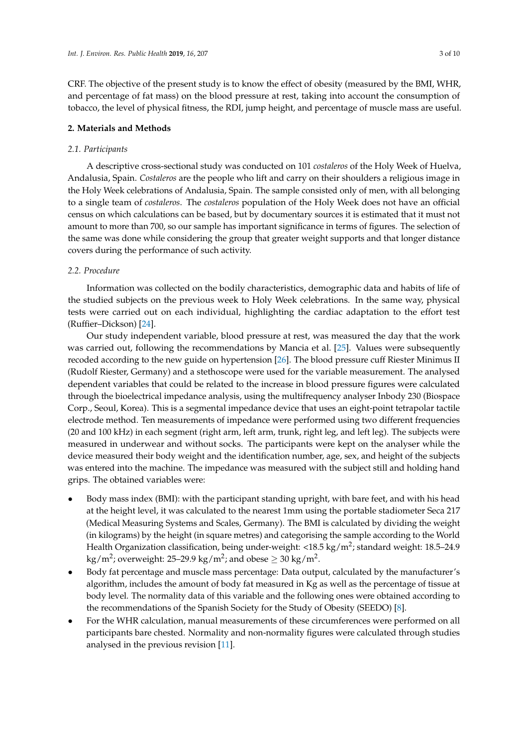CRF. The objective of the present study is to know the effect of obesity (measured by the BMI, WHR, and percentage of fat mass) on the blood pressure at rest, taking into account the consumption of tobacco, the level of physical fitness, the RDI, jump height, and percentage of muscle mass are useful.

## 2. Materials and Methods

### 2.1. Participants

A descriptive cross-sectional study was conducted on 101 *costaleros* of the Holy Week of Huelva, Andalusia, Spain. *Costaleros* are the people who lift and carry on their shoulders a religious image in the Holy Week celebrations of Andalusia, Spain. The sample consisted only of men, with all belonging to a single team of *costaleros*. The *costaleros* population of the Holy Week does not have an official census on which calculations can be based, but by documentary sources it is estimated that it must not amount to more than 700, so our sample has important significance in terms of figures. The selection of the same was done while considering the group that greater weight supports and that longer distance covers during the performance of such activity.

### 2.2. Procedure

Information was collected on the bodily characteristics, demographic data and habits of life of the studied subjects on the previous week to Holy Week celebrations. In the same way, physical tests were carried out on each individual, highlighting the cardiac adaptation to the effort test (Ruffier–Dickson) [24].

Our study independent variable, blood pressure at rest, was measured the day that the work was carried out, following the recommendations by Mancia et al. [25]. Values were subsequently recoded according to the new guide on hypertension [26]. The blood pressure cuff Riester Minimus II (Rudolf Riester, Germany) and a stethoscope were used for the variable measurement. The analysed dependent variables that could be related to the increase in blood pressure figures were calculated through the bioelectrical impedance analysis, using the multifrequency analyser Inbody 230 (Biospace Corp., Seoul, Korea). This is a segmental impedance device that uses an eight-point tetrapolar tactile electrode method. Ten measurements of impedance were performed using two different frequencies (20 and 100 kHz) in each segment (right arm, left arm, trunk, right leg, and left leg). The subjects were measured in underwear and without socks. The participants were kept on the analyser while the device measured their body weight and the identification number, age, sex, and height of the subjects was entered into the machine. The impedance was measured with the subject still and holding hand grips. The obtained variables were:

- Body mass index (BMI): with the participant standing upright, with bare feet, and with his head at the height level, it was calculated to the nearest 1mm using the portable stadiometer Seca 217 (Medical Measuring Systems and Scales, Germany). The BMI is calculated by dividing the weight (in kilograms) by the height (in square metres) and categorising the sample according to the World Health Organization classification, being under-weight: <18.5 $kg/m^2$; standard weight: 18.5–24.9 $kg/m^2$; overweight: 25–29.9 $kg/m^2$; and obese $\geq$ 30 $kg/m^2$.
- Body fat percentage and muscle mass percentage: Data output, calculated by the manufacturer's algorithm, includes the amount of body fat measured in Kg as well as the percentage of tissue at body level. The normality data of this variable and the following ones were obtained according to the recommendations of the Spanish Society for the Study of Obesity (SEEDO) [8].
- For the WHR calculation, manual measurements of these circumferences were performed on all participants bare chested. Normality and non-normality figures were calculated through studies analysed in the previous revision [11].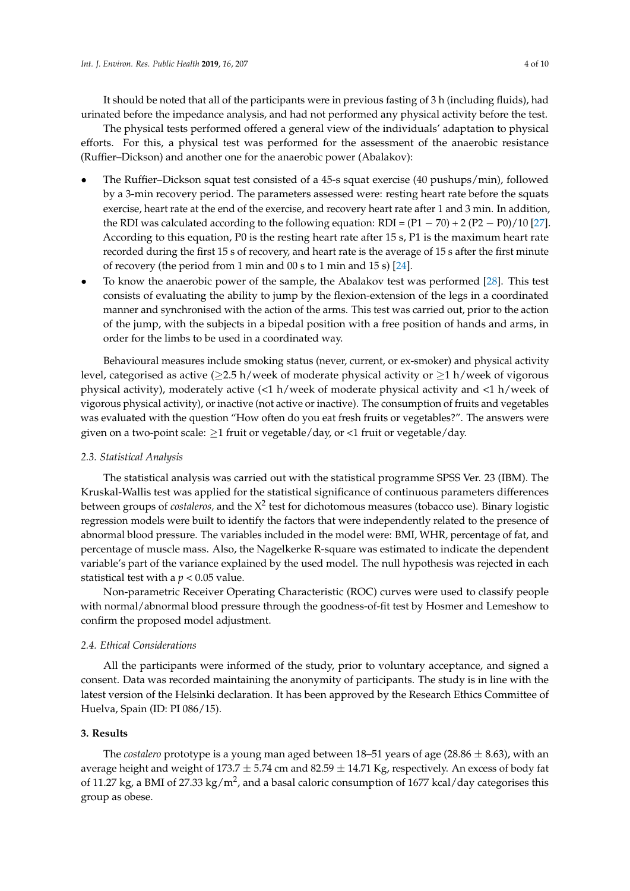It should be noted that all of the participants were in previous fasting of 3 h (including fluids), had urinated before the impedance analysis, and had not performed any physical activity before the test.

The physical tests performed offered a general view of the individuals' adaptation to physical efforts. For this, a physical test was performed for the assessment of the anaerobic resistance (Ruffier–Dickson) and another one for the anaerobic power (Abalakov):

- The Ruffier–Dickson squat test consisted of a 45-s squat exercise (40 pushups/min), followed by a 3-min recovery period. The parameters assessed were: resting heart rate before the squats exercise, heart rate at the end of the exercise, and recovery heart rate after 1 and 3 min. In addition, the RDI was calculated according to the following equation: RDI = (P1 − 70) + 2 (P2 − P0)/10 [27]. According to this equation, P0 is the resting heart rate after 15 s, P1 is the maximum heart rate recorded during the first 15 s of recovery, and heart rate is the average of 15 s after the first minute of recovery (the period from 1 min and 00 s to 1 min and 15 s) [24].
- To know the anaerobic power of the sample, the Abalakov test was performed [28]. This test consists of evaluating the ability to jump by the flexion-extension of the legs in a coordinated manner and synchronised with the action of the arms. This test was carried out, prior to the action of the jump, with the subjects in a bipedal position with a free position of hands and arms, in order for the limbs to be used in a coordinated way.

Behavioural measures include smoking status (never, current, or ex-smoker) and physical activity level, categorised as active ($\geq$2.5 h/week of moderate physical activity or $\geq$1 h/week of vigorous physical activity), moderately active (<1 h/week of moderate physical activity and <1 h/week of vigorous physical activity), or inactive (not active or inactive). The consumption of fruits and vegetables was evaluated with the question "How often do you eat fresh fruits or vegetables?". The answers were given on a two-point scale: $\geq$1 fruit or vegetable/day, or <1 fruit or vegetable/day.

### 2.3. Statistical Analysis

The statistical analysis was carried out with the statistical programme SPSS Ver. 23 (IBM). The Kruskal-Wallis test was applied for the statistical significance of continuous parameters differences between groups of *costaleros,* and the $X^2$ test for dichotomous measures (tobacco use). Binary logistic regression models were built to identify the factors that were independently related to the presence of abnormal blood pressure. The variables included in the model were: BMI, WHR, percentage of fat, and percentage of muscle mass. Also, the Nagelkerke R-square was estimated to indicate the dependent variable's part of the variance explained by the used model. The null hypothesis was rejected in each statistical test with a $p < 0.05$ value.

Non-parametric Receiver Operating Characteristic (ROC) curves were used to classify people with normal/abnormal blood pressure through the goodness-of-fit test by Hosmer and Lemeshow to confirm the proposed model adjustment.

### 2.4. Ethical Considerations

All the participants were informed of the study, prior to voluntary acceptance, and signed a consent. Data was recorded maintaining the anonymity of participants. The study is in line with the latest version of the Helsinki declaration. It has been approved by the Research Ethics Committee of Huelva, Spain (ID: PI 086/15).

## 3. Results

The *costalero* prototype is a young man aged between 18–51 years of age (28.86 ± 8.63), with an average height and weight of 173.7 ± 5.74 cm and 82.59 ± 14.71 Kg, respectively. An excess of body fat of 11.27 kg, a BMI of 27.33 kg/m$^2$, and a basal caloric consumption of 1677 kcal/day categorises this group as obese.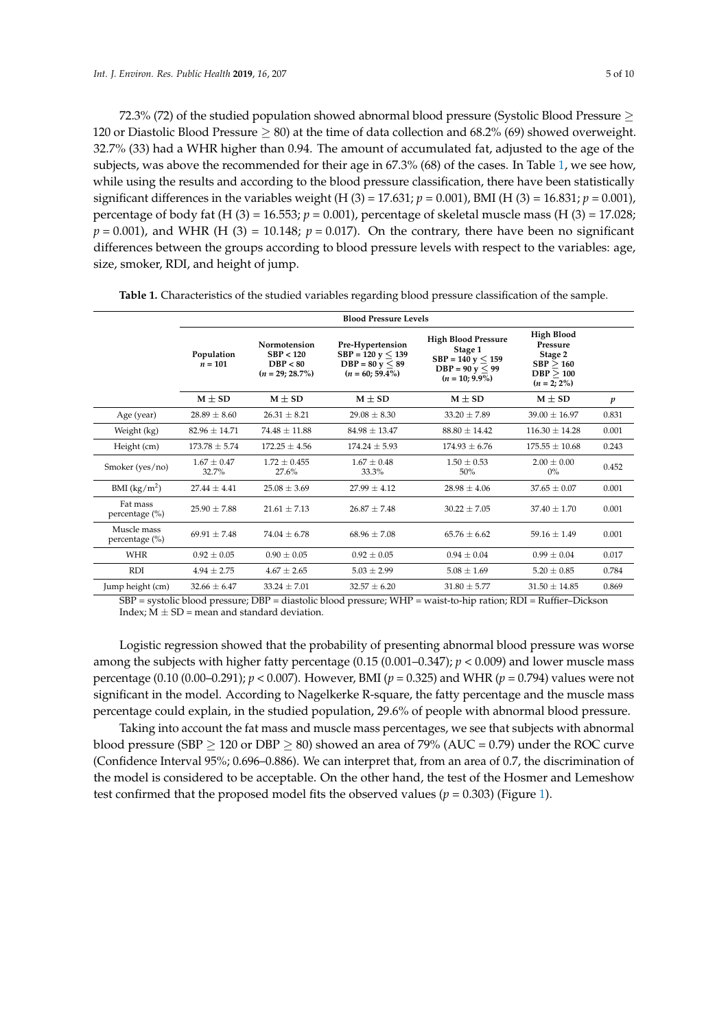72.3% (72) of the studied population showed abnormal blood pressure (Systolic Blood Pressure $\geq$ 120 or Diastolic Blood Pressure $\geq$ 80) at the time of data collection and 68.2% (69) showed overweight. 32.7% (33) had a WHR higher than 0.94. The amount of accumulated fat, adjusted to the age of the subjects, was above the recommended for their age in 67.3% (68) of the cases. In Table 1, we see how, while using the results and according to the blood pressure classification, there have been statistically significant differences in the variables weight (H (3) = 17.631; $p$ = 0.001), BMI (H (3) = 16.831; $p$ = 0.001), percentage of body fat (H (3) = 16.553; $p$ = 0.001), percentage of skeletal muscle mass (H (3) = 17.028; $p$ = 0.001), and WHR (H (3) = 10.148; $p$ = 0.017). On the contrary, there have been no significant differences between the groups according to blood pressure levels with respect to the variables: age, size, smoker, RDI, and height of jump.

**Table 1.** Characteristics of the studied variables regarding blood pressure classification of the sample.

| | Blood Pressure Levels | | | | | |
|---|---|---|---|---|---|---|
| | **Population** $n$ = 101 | **Normotension** SBP < 120 DBP < 80 ($n$ = 29; 28.7%) | **Pre-Hypertension** SBP = 120 y $\leq$ 139 DBP = 80 y $\leq$ 89 ($n$ = 60; 59.4%) | **High Blood Pressure Stage 1** SBP = 140 y $\leq$ 159 DBP = 90 y $\leq$ 99 ($n$ = 10; 9.9%) | **High Blood Pressure Stage 2** SBP $\geq$ 160 DBP $\geq$ 100 ($n$ = 2; 2%) | |
| | **M ± SD** | **M ± SD** | **M ± SD** | **M ± SD** | **M ± SD** | ***p*** |
| Age (year) | 28.89 ± 8.60 | 26.31 ± 8.21 | 29.08 ± 8.30 | 33.20 ± 7.89 | 39.00 ± 16.97 | 0.831 |
| Weight (kg) | 82.96 ± 14.71 | 74.48 ± 11.88 | 84.98 ± 13.47 | 88.80 ± 14.42 | 116.30 ± 14.28 | 0.001 |
| Height (cm) | 173.78 ± 5.74 | 172.25 ± 4.56 | 174.24 ± 5.93 | 174.93 ± 6.76 | 175.55 ± 10.68 | 0.243 |
| Smoker (yes/no) | 1.67 ± 0.47 32.7% | 1.72 ± 0.455 27.6% | 1.67 ± 0.48 33.3% | 1.50 ± 0.53 50% | 2.00 ± 0.00 0% | 0.452 |
| BMI (kg/m$^2$) | 27.44 ± 4.41 | 25.08 ± 3.69 | 27.99 ± 4.12 | 28.98 ± 4.06 | 37.65 ± 0.07 | 0.001 |
| Fat mass percentage (%) | 25.90 ± 7.88 | 21.61 ± 7.13 | 26.87 ± 7.48 | 30.22 ± 7.05 | 37.40 ± 1.70 | 0.001 |
| Muscle mass percentage (%) | 69.91 ± 7.48 | 74.04 ± 6.78 | 68.96 ± 7.08 | 65.76 ± 6.62 | 59.16 ± 1.49 | 0.001 |
| WHR | 0.92 ± 0.05 | 0.90 ± 0.05 | 0.92 ± 0.05 | 0.94 ± 0.04 | 0.99 ± 0.04 | 0.017 |
| RDI | 4.94 ± 2.75 | 4.67 ± 2.65 | 5.03 ± 2.99 | 5.08 ± 1.69 | 5.20 ± 0.85 | 0.784 |
| Jump height (cm) | 32.66 ± 6.47 | 33.24 ± 7.01 | 32.57 ± 6.20 | 31.80 ± 5.77 | 31.50 ± 14.85 | 0.869 |

SBP = systolic blood pressure; DBP = diastolic blood pressure; WHP = waist-to-hip ration; RDI = Ruffier–Dickson Index; M ± SD = mean and standard deviation.

Logistic regression showed that the probability of presenting abnormal blood pressure was worse among the subjects with higher fatty percentage (0.15 (0.001–0.347); $p$ < 0.009) and lower muscle mass percentage (0.10 (0.00–0.291); $p$ < 0.007). However, BMI ($p$ = 0.325) and WHR ($p$ = 0.794) values were not significant in the model. According to Nagelkerke R-square, the fatty percentage and the muscle mass percentage could explain, in the studied population, 29.6% of people with abnormal blood pressure.

Taking into account the fat mass and muscle mass percentages, we see that subjects with abnormal blood pressure (SBP $\geq$ 120 or DBP $\geq$ 80) showed an area of 79% (AUC = 0.79) under the ROC curve (Confidence Interval 95%; 0.696–0.886). We can interpret that, from an area of 0.7, the discrimination of the model is considered to be acceptable. On the other hand, the test of the Hosmer and Lemeshow test confirmed that the proposed model fits the observed values ($p$ = 0.303) (Figure 1).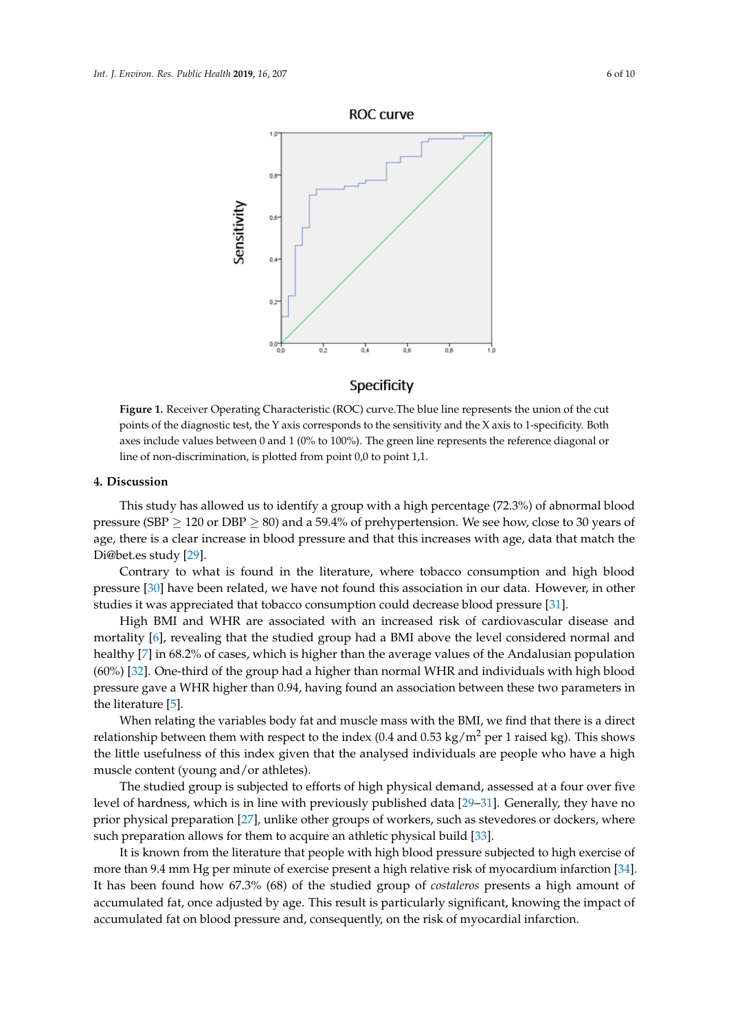**Figure 1.** Receiver Operating Characteristic (ROC) curve.The blue line represents the union of the cut points of the diagnostic test, the Y axis corresponds to the sensitivity and the X axis to 1-specificity. Both axes include values between 0 and 1 (0% to 100%). The green line represents the reference diagonal or line of non-discrimination, is plotted from point 0,0 to point 1,1.

## 4. Discussion

This study has allowed us to identify a group with a high percentage (72.3%) of abnormal blood pressure (SBP $\geq$ 120 or DBP $\geq$ 80) and a 59.4% of prehypertension. We see how, close to 30 years of age, there is a clear increase in blood pressure and that this increases with age, data that match the Di@bet.es study [29].

Contrary to what is found in the literature, where tobacco consumption and high blood pressure [30] have been related, we have not found this association in our data. However, in other studies it was appreciated that tobacco consumption could decrease blood pressure [31].

High BMI and WHR are associated with an increased risk of cardiovascular disease and mortality [6], revealing that the studied group had a BMI above the level considered normal and healthy [7] in 68.2% of cases, which is higher than the average values of the Andalusian population (60%) [32]. One-third of the group had a higher than normal WHR and individuals with high blood pressure gave a WHR higher than 0.94, having found an association between these two parameters in the literature [5].

When relating the variables body fat and muscle mass with the BMI, we find that there is a direct relationship between them with respect to the index (0.4 and 0.53 kg/m$^2$ per 1 raised kg). This shows the little usefulness of this index given that the analysed individuals are people who have a high muscle content (young and/or athletes).

The studied group is subjected to efforts of high physical demand, assessed at a four over five level of hardness, which is in line with previously published data [29–31]. Generally, they have no prior physical preparation [27], unlike other groups of workers, such as stevedores or dockers, where such preparation allows for them to acquire an athletic physical build [33].

It is known from the literature that people with high blood pressure subjected to high exercise of more than 9.4 mm Hg per minute of exercise present a high relative risk of myocardium infarction [34]. It has been found how 67.3% (68) of the studied group of *costaleros* presents a high amount of accumulated fat, once adjusted by age. This result is particularly significant, knowing the impact of accumulated fat on blood pressure and, consequently, on the risk of myocardial infarction.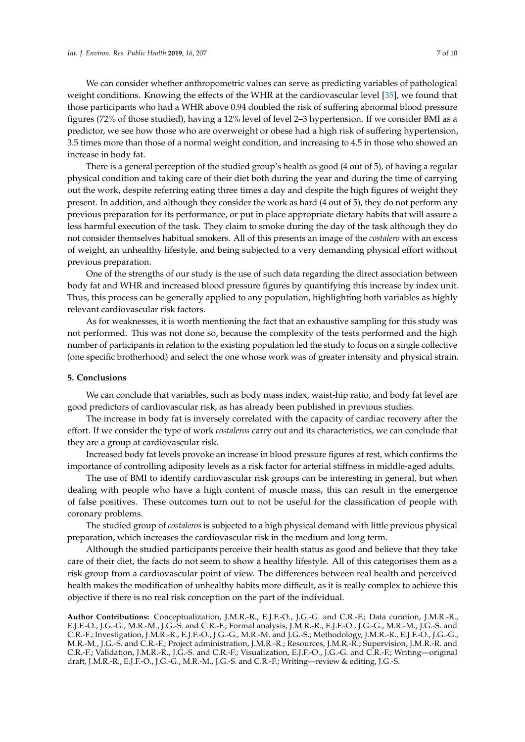We can consider whether anthropometric values can serve as predicting variables of pathological weight conditions. Knowing the effects of the WHR at the cardiovascular level [35], we found that those participants who had a WHR above 0.94 doubled the risk of suffering abnormal blood pressure figures (72% of those studied), having a 12% level of level 2–3 hypertension. If we consider BMI as a predictor, we see how those who are overweight or obese had a high risk of suffering hypertension, 3.5 times more than those of a normal weight condition, and increasing to 4.5 in those who showed an increase in body fat.

There is a general perception of the studied group's health as good (4 out of 5), of having a regular physical condition and taking care of their diet both during the year and during the time of carrying out the work, despite referring eating three times a day and despite the high figures of weight they present. In addition, and although they consider the work as hard (4 out of 5), they do not perform any previous preparation for its performance, or put in place appropriate dietary habits that will assure a less harmful execution of the task. They claim to smoke during the day of the task although they do not consider themselves habitual smokers. All of this presents an image of the *costalero* with an excess of weight, an unhealthy lifestyle, and being subjected to a very demanding physical effort without previous preparation.

One of the strengths of our study is the use of such data regarding the direct association between body fat and WHR and increased blood pressure figures by quantifying this increase by index unit. Thus, this process can be generally applied to any population, highlighting both variables as highly relevant cardiovascular risk factors.

As for weaknesses, it is worth mentioning the fact that an exhaustive sampling for this study was not performed. This was not done so, because the complexity of the tests performed and the high number of participants in relation to the existing population led the study to focus on a single collective (one specific brotherhood) and select the one whose work was of greater intensity and physical strain.

## 5. Conclusions

We can conclude that variables, such as body mass index, waist-hip ratio, and body fat level are good predictors of cardiovascular risk, as has already been published in previous studies.

The increase in body fat is inversely correlated with the capacity of cardiac recovery after the effort. If we consider the type of work *costaleros* carry out and its characteristics, we can conclude that they are a group at cardiovascular risk.

Increased body fat levels provoke an increase in blood pressure figures at rest, which confirms the importance of controlling adiposity levels as a risk factor for arterial stiffness in middle-aged adults.

The use of BMI to identify cardiovascular risk groups can be interesting in general, but when dealing with people who have a high content of muscle mass, this can result in the emergence of false positives. These outcomes turn out to not be useful for the classification of people with coronary problems.

The studied group of *costaleros* is subjected to a high physical demand with little previous physical preparation, which increases the cardiovascular risk in the medium and long term.

Although the studied participants perceive their health status as good and believe that they take care of their diet, the facts do not seem to show a healthy lifestyle. All of this categorises them as a risk group from a cardiovascular point of view. The differences between real health and perceived health makes the modification of unhealthy habits more difficult, as it is really complex to achieve this objective if there is no real risk conception on the part of the individual.

**Author Contributions:** Conceptualization, J.M.R.-R., E.J.F.-O., J.G.-G. and C.R.-F.; Data curation, J.M.R.-R., E.J.F.-O., J.G.-G., M.R.-M., J.G.-S. and C.R.-F.; Formal analysis, J.M.R.-R., E.J.F.-O., J.G.-G., M.R.-M., J.G.-S. and C.R.-F.; Investigation, J.M.R.-R., E.J.F.-O., J.G.-G., M.R.-M. and J.G.-S.; Methodology, J.M.R.-R., E.J.F.-O., J.G.-G., M.R.-M., J.G.-S. and C.R.-F.; Project administration, J.M.R.-R.; Resources, J.M.R.-R.; Supervision, J.M.R.-R. and C.R.-F.; Validation, J.M.R.-R., J.G.-S. and C.R.-F.; Visualization, E.J.F.-O., J.G.-G. and C.R.-F.; Writing—original draft, J.M.R.-R., E.J.F.-O., J.G.-G., M.R.-M., J.G.-S. and C.R.-F.; Writing—review & editing, J.G.-S.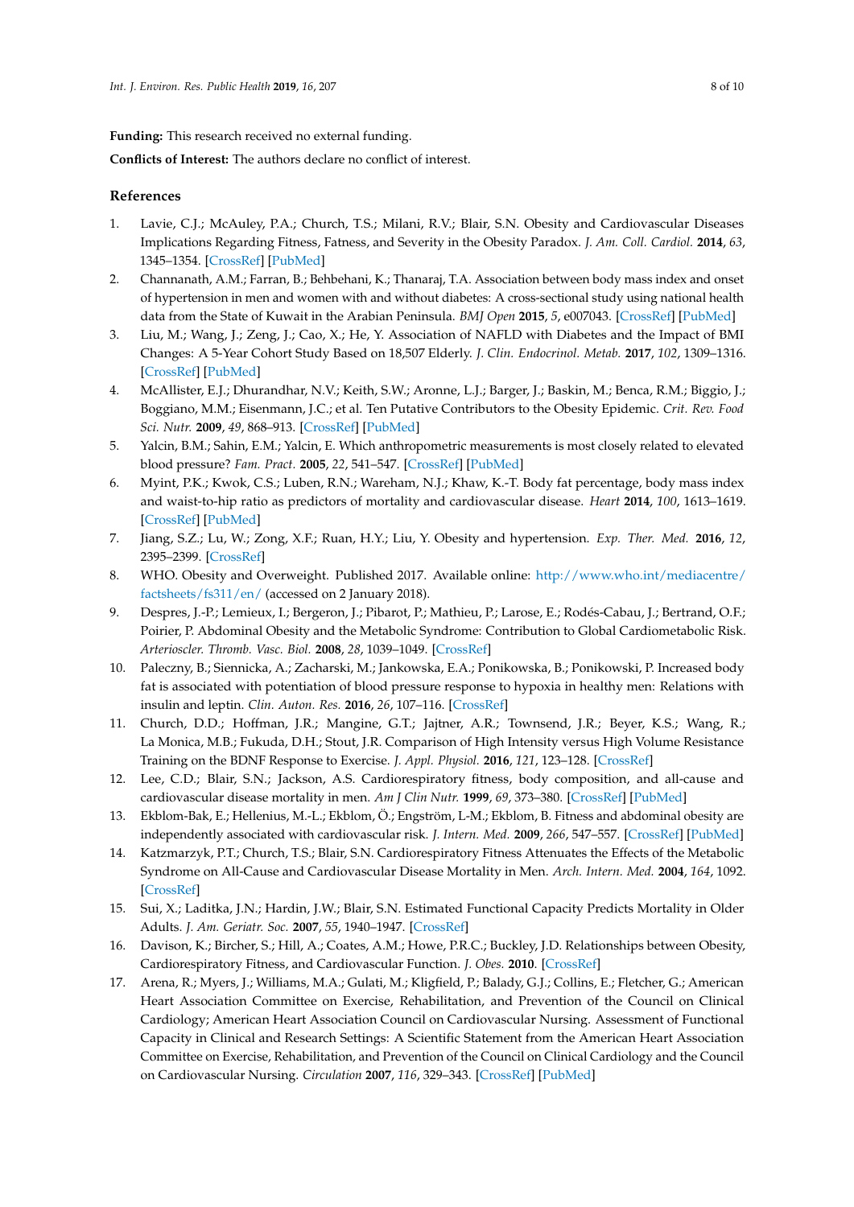**Funding:** This research received no external funding.

**Conflicts of Interest:** The authors declare no conflict of interest.

## References

1. Lavie, C.J.; McAuley, P.A.; Church, T.S.; Milani, R.V.; Blair, S.N. Obesity and Cardiovascular Diseases Implications Regarding Fitness, Fatness, and Severity in the Obesity Paradox. *J. Am. Coll. Cardiol.* **2014**, *63*, 1345–1354. [CrossRef] [PubMed]
2. Channanath, A.M.; Farran, B.; Behbehani, K.; Thanaraj, T.A. Association between body mass index and onset of hypertension in men and women with and without diabetes: A cross-sectional study using national health data from the State of Kuwait in the Arabian Peninsula. *BMJ Open* **2015**, *5*, e007043. [CrossRef] [PubMed]
3. Liu, M.; Wang, J.; Zeng, J.; Cao, X.; He, Y. Association of NAFLD with Diabetes and the Impact of BMI Changes: A 5-Year Cohort Study Based on 18,507 Elderly. *J. Clin. Endocrinol. Metab.* **2017**, *102*, 1309–1316. [CrossRef] [PubMed]
4. McAllister, E.J.; Dhurandhar, N.V.; Keith, S.W.; Aronne, L.J.; Barger, J.; Baskin, M.; Benca, R.M.; Biggio, J.; Boggiano, M.M.; Eisenmann, J.C.; et al. Ten Putative Contributors to the Obesity Epidemic. *Crit. Rev. Food Sci. Nutr.* **2009**, *49*, 868–913. [CrossRef] [PubMed]
5. Yalcin, B.M.; Sahin, E.M.; Yalcin, E. Which anthropometric measurements is most closely related to elevated blood pressure? *Fam. Pract.* **2005**, *22*, 541–547. [CrossRef] [PubMed]
6. Myint, P.K.; Kwok, C.S.; Luben, R.N.; Wareham, N.J.; Khaw, K.-T. Body fat percentage, body mass index and waist-to-hip ratio as predictors of mortality and cardiovascular disease. *Heart* **2014**, *100*, 1613–1619. [CrossRef] [PubMed]
7. Jiang, S.Z.; Lu, W.; Zong, X.F.; Ruan, H.Y.; Liu, Y. Obesity and hypertension. *Exp. Ther. Med.* **2016**, *12*, 2395–2399. [CrossRef]
8. WHO. Obesity and Overweight. Published 2017. Available online: http://www.who.int/mediacentre/factsheets/fs311/en/ (accessed on 2 January 2018).
9. Despres, J.-P.; Lemieux, I.; Bergeron, J.; Pibarot, P.; Mathieu, P.; Larose, E.; Rodés-Cabau, J.; Bertrand, O.F.; Poirier, P. Abdominal Obesity and the Metabolic Syndrome: Contribution to Global Cardiometabolic Risk. *Arterioscler. Thromb. Vasc. Biol.* **2008**, *28*, 1039–1049. [CrossRef]
10. Paleczny, B.; Siennicka, A.; Zacharski, M.; Jankowska, E.A.; Ponikowska, B.; Ponikowski, P. Increased body fat is associated with potentiation of blood pressure response to hypoxia in healthy men: Relations with insulin and leptin. *Clin. Auton. Res.* **2016**, *26*, 107–116. [CrossRef]
11. Church, D.D.; Hoffman, J.R.; Mangine, G.T.; Jajtner, A.R.; Townsend, J.R.; Beyer, K.S.; Wang, R.; La Monica, M.B.; Fukuda, D.H.; Stout, J.R. Comparison of High Intensity versus High Volume Resistance Training on the BDNF Response to Exercise. *J. Appl. Physiol.* **2016**, *121*, 123–128. [CrossRef]
12. Lee, C.D.; Blair, S.N.; Jackson, A.S. Cardiorespiratory fitness, body composition, and all-cause and cardiovascular disease mortality in men. *Am J Clin Nutr.* **1999**, *69*, 373–380. [CrossRef] [PubMed]
13. Ekblom-Bak, E.; Hellenius, M.-L.; Ekblom, Ö.; Engström, L-M.; Ekblom, B. Fitness and abdominal obesity are independently associated with cardiovascular risk. *J. Intern. Med.* **2009**, *266*, 547–557. [CrossRef] [PubMed]
14. Katzmarzyk, P.T.; Church, T.S.; Blair, S.N. Cardiorespiratory Fitness Attenuates the Effects of the Metabolic Syndrome on All-Cause and Cardiovascular Disease Mortality in Men. *Arch. Intern. Med.* **2004**, *164*, 1092. [CrossRef]
15. Sui, X.; Laditka, J.N.; Hardin, J.W.; Blair, S.N. Estimated Functional Capacity Predicts Mortality in Older Adults. *J. Am. Geriatr. Soc.* **2007**, *55*, 1940–1947. [CrossRef]
16. Davison, K.; Bircher, S.; Hill, A.; Coates, A.M.; Howe, P.R.C.; Buckley, J.D. Relationships between Obesity, Cardiorespiratory Fitness, and Cardiovascular Function. *J. Obes.* **2010**. [CrossRef]
17. Arena, R.; Myers, J.; Williams, M.A.; Gulati, M.; Kligfield, P.; Balady, G.J.; Collins, E.; Fletcher, G.; American Heart Association Committee on Exercise, Rehabilitation, and Prevention of the Council on Clinical Cardiology; American Heart Association Council on Cardiovascular Nursing. Assessment of Functional Capacity in Clinical and Research Settings: A Scientific Statement from the American Heart Association Committee on Exercise, Rehabilitation, and Prevention of the Council on Clinical Cardiology and the Council on Cardiovascular Nursing. *Circulation* **2007**, *116*, 329–343. [CrossRef] [PubMed]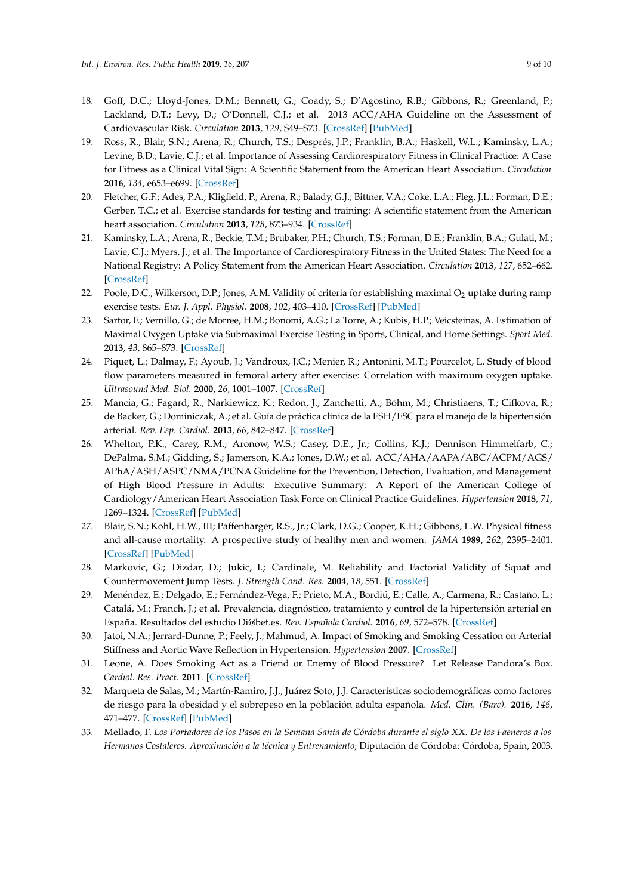18. Goff, D.C.; Lloyd-Jones, D.M.; Bennett, G.; Coady, S.; D'Agostino, R.B.; Gibbons, R.; Greenland, P.; Lackland, D.T.; Levy, D.; O'Donnell, C.J.; et al. 2013 ACC/AHA Guideline on the Assessment of Cardiovascular Risk. *Circulation* **2013**, *129*, S49–S73. [CrossRef] [PubMed]
19. Ross, R.; Blair, S.N.; Arena, R.; Church, T.S.; Després, J.P.; Franklin, B.A.; Haskell, W.L.; Kaminsky, L.A.; Levine, B.D.; Lavie, C.J.; et al. Importance of Assessing Cardiorespiratory Fitness in Clinical Practice: A Case for Fitness as a Clinical Vital Sign: A Scientific Statement from the American Heart Association. *Circulation* **2016**, *134*, e653–e699. [CrossRef]
20. Fletcher, G.F.; Ades, P.A.; Kligfield, P.; Arena, R.; Balady, G.J.; Bittner, V.A.; Coke, L.A.; Fleg, J.L.; Forman, D.E.; Gerber, T.C.; et al. Exercise standards for testing and training: A scientific statement from the American heart association. *Circulation* **2013**, *128*, 873–934. [CrossRef]
21. Kaminsky, L.A.; Arena, R.; Beckie, T.M.; Brubaker, P.H.; Church, T.S.; Forman, D.E.; Franklin, B.A.; Gulati, M.; Lavie, C.J.; Myers, J.; et al. The Importance of Cardiorespiratory Fitness in the United States: The Need for a National Registry: A Policy Statement from the American Heart Association. *Circulation* **2013**, *127*, 652–662. [CrossRef]
22. Poole, D.C.; Wilkerson, D.P.; Jones, A.M. Validity of criteria for establishing maximal $O_2$ uptake during ramp exercise tests. *Eur. J. Appl. Physiol.* **2008**, *102*, 403–410. [CrossRef] [PubMed]
23. Sartor, F.; Vernillo, G.; de Morree, H.M.; Bonomi, A.G.; La Torre, A.; Kubis, H.P.; Veicsteinas, A. Estimation of Maximal Oxygen Uptake via Submaximal Exercise Testing in Sports, Clinical, and Home Settings. *Sport Med.* **2013**, *43*, 865–873. [CrossRef]
24. Piquet, L.; Dalmay, F.; Ayoub, J.; Vandroux, J.C.; Menier, R.; Antonini, M.T.; Pourcelot, L. Study of blood flow parameters measured in femoral artery after exercise: Correlation with maximum oxygen uptake. *Ultrasound Med. Biol.* **2000**, *26*, 1001–1007. [CrossRef]
25. Mancia, G.; Fagard, R.; Narkiewicz, K.; Redon, J.; Zanchetti, A.; Böhm, M.; Christiaens, T.; Cifkova, R.; de Backer, G.; Dominiczak, A.; et al. Guía de práctica clínica de la ESH/ESC para el manejo de la hipertensión arterial. *Rev. Esp. Cardiol.* **2013**, *66*, 842–847. [CrossRef]
26. Whelton, P.K.; Carey, R.M.; Aronow, W.S.; Casey, D.E., Jr.; Collins, K.J.; Dennison Himmelfarb, C.; DePalma, S.M.; Gidding, S.; Jamerson, K.A.; Jones, D.W.; et al. ACC/AHA/AAPA/ABC/ACPM/AGS/APhA/ASH/ASPC/NMA/PCNA Guideline for the Prevention, Detection, Evaluation, and Management of High Blood Pressure in Adults: Executive Summary: A Report of the American College of Cardiology/American Heart Association Task Force on Clinical Practice Guidelines. *Hypertension* **2018**, *71*, 1269–1324. [CrossRef] [PubMed]
27. Blair, S.N.; Kohl, H.W., III; Paffenbarger, R.S., Jr.; Clark, D.G.; Cooper, K.H.; Gibbons, L.W. Physical fitness and all-cause mortality. A prospective study of healthy men and women. *JAMA* **1989**, *262*, 2395–2401. [CrossRef] [PubMed]
28. Markovic, G.; Dizdar, D.; Jukic, I.; Cardinale, M. Reliability and Factorial Validity of Squat and Countermovement Jump Tests. *J. Strength Cond. Res.* **2004**, *18*, 551. [CrossRef]
29. Menéndez, E.; Delgado, E.; Fernández-Vega, F.; Prieto, M.A.; Bordiú, E.; Calle, A.; Carmena, R.; Castaño, L.; Catalá, M.; Franch, J.; et al. Prevalencia, diagnóstico, tratamiento y control de la hipertensión arterial en España. Resultados del estudio Di@bet.es. *Rev. Española Cardiol.* **2016**, *69*, 572–578. [CrossRef]
30. Jatoi, N.A.; Jerrard-Dunne, P.; Feely, J.; Mahmud, A. Impact of Smoking and Smoking Cessation on Arterial Stiffness and Aortic Wave Reflection in Hypertension. *Hypertension* **2007**. [CrossRef]
31. Leone, A. Does Smoking Act as a Friend or Enemy of Blood Pressure? Let Release Pandora's Box. *Cardiol. Res. Pract.* **2011**. [CrossRef]
32. Marqueta de Salas, M.; Martín-Ramiro, J.J.; Juárez Soto, J.J. Características sociodemográficas como factores de riesgo para la obesidad y el sobrepeso en la población adulta española. *Med. Clin. (Barc).* **2016**, *146*, 471–477. [CrossRef] [PubMed]
33. Mellado, F. *Los Portadores de los Pasos en la Semana Santa de Córdoba durante el siglo XX. De los Faeneros a los Hermanos Costaleros. Aproximación a la técnica y Entrenamiento*; Diputación de Córdoba: Córdoba, Spain, 2003.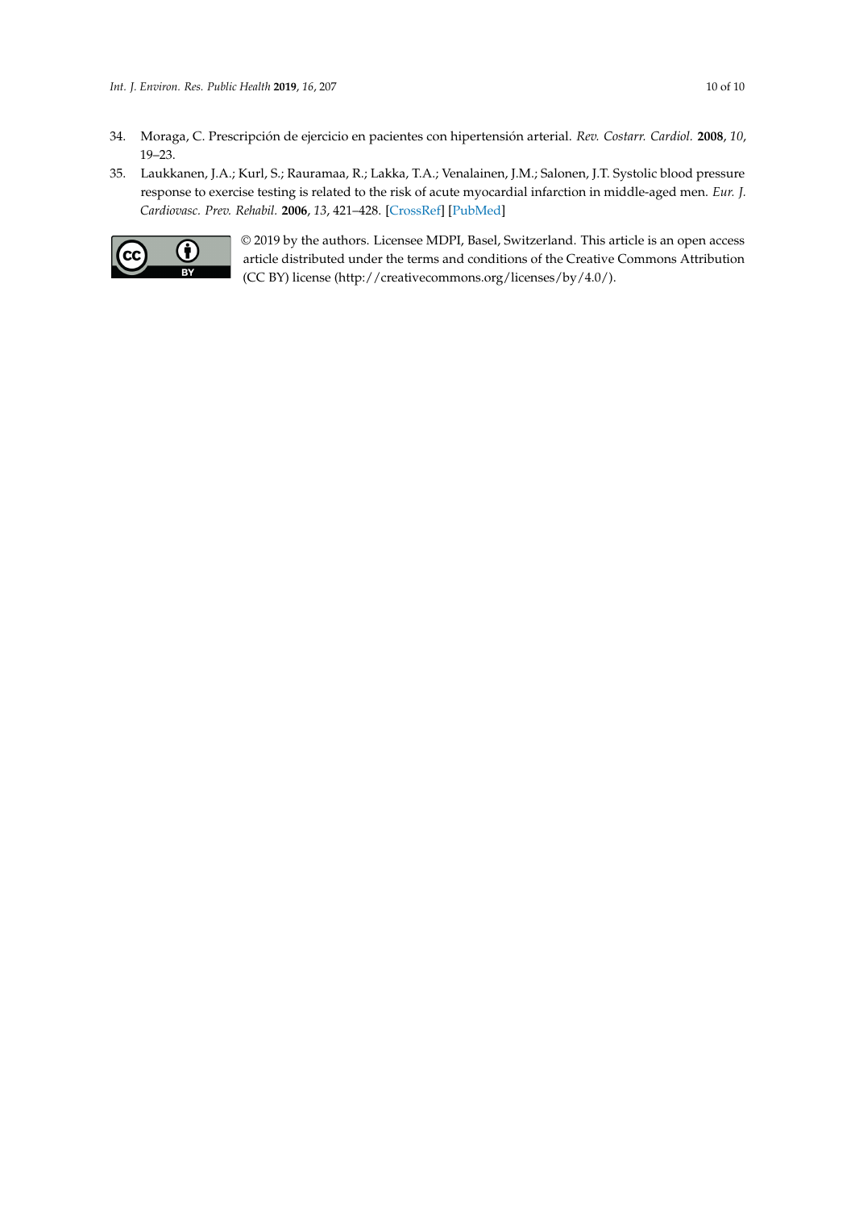34. Moraga, C. Prescripción de ejercicio en pacientes con hipertensión arterial. *Rev. Costarr. Cardiol.* **2008**, *10*, 19–23.
35. Laukkanen, J.A.; Kurl, S.; Rauramaa, R.; Lakka, T.A.; Venalainen, J.M.; Salonen, J.T. Systolic blood pressure response to exercise testing is related to the risk of acute myocardial infarction in middle-aged men. *Eur. J. Cardiovasc. Prev. Rehabil.* **2006**, *13*, 421–428. [CrossRef] [PubMed]

© 2019 by the authors. Licensee MDPI, Basel, Switzerland. This article is an open access article distributed under the terms and conditions of the Creative Commons Attribution (CC BY) license (http://creativecommons.org/licenses/by/4.0/).